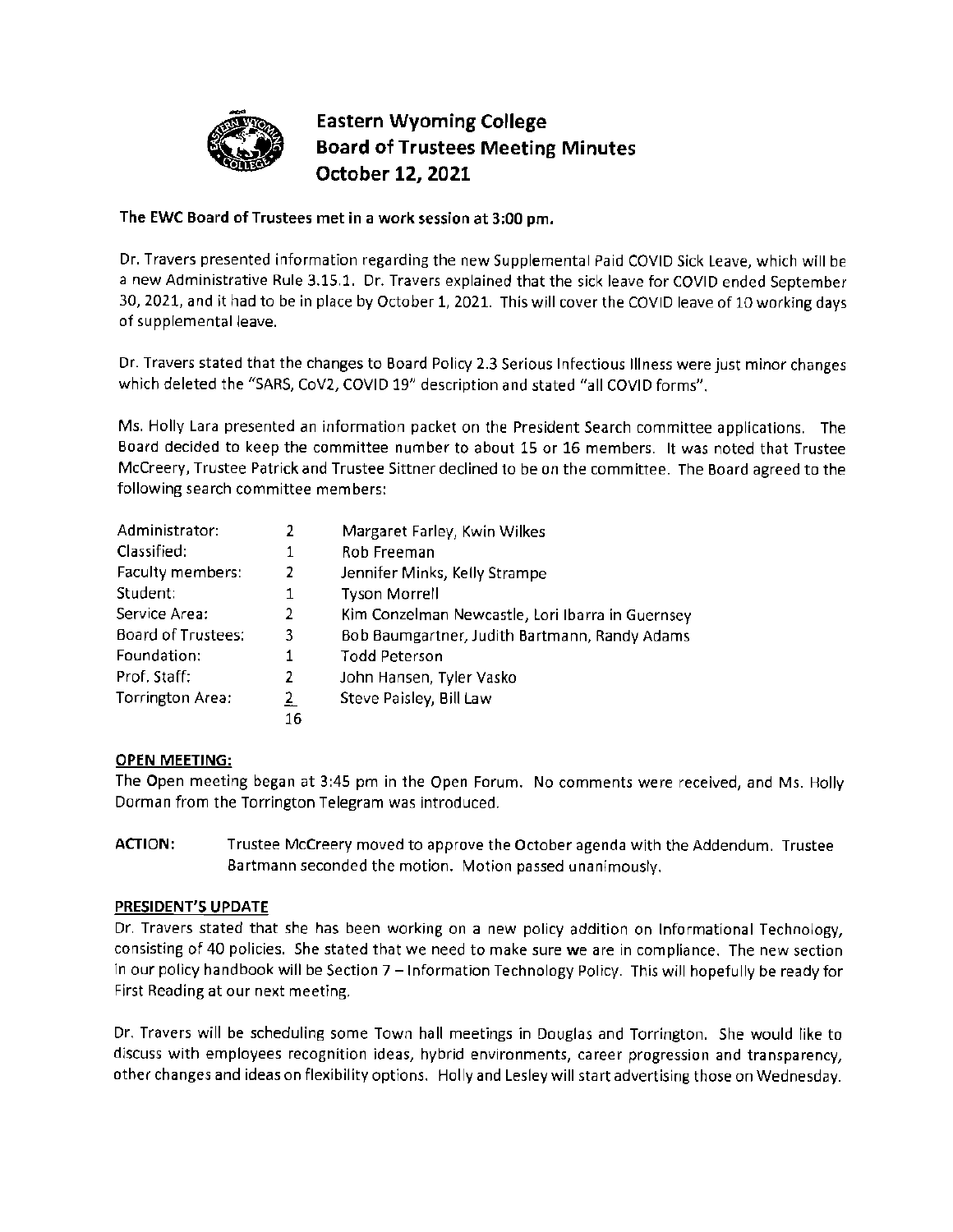# Eastern Wyoming College
# Board of Trustees Meeting Minutes
# October 12, 2021

**The EWC Board of Trustees met in a work session at 3:00 pm.**

Dr. Travers presented information regarding the new Supplemental Paid COVID Sick Leave, which will be a new Administrative Rule 3.15.1. Dr. Travers explained that the sick leave for COVID ended September 30, 2021, and it had to be in place by October 1, 2021. This will cover the COVID leave of 10 working days of supplemental leave.

Dr. Travers stated that the changes to Board Policy 2.3 Serious Infectious Illness were just minor changes which deleted the "SARS, CoV2, COVID 19" description and stated "all COVID forms".

Ms. Holly Lara presented an information packet on the President Search committee applications. The Board decided to keep the committee number to about 15 or 16 members. It was noted that Trustee McCreery, Trustee Patrick and Trustee Sittner declined to be on the committee. The Board agreed to the following search committee members:

| | | |
|---|---|---|
| Administrator: | 2 | Margaret Farley, Kwin Wilkes |
| Classified: | 1 | Rob Freeman |
| Faculty members: | 2 | Jennifer Minks, Kelly Strampe |
| Student: | 1 | Tyson Morrell |
| Service Area: | 2 | Kim Conzelman Newcastle, Lori Ibarra in Guernsey |
| Board of Trustees: | 3 | Bob Baumgartner, Judith Bartmann, Randy Adams |
| Foundation: | 1 | Todd Peterson |
| Prof. Staff: | 2 | John Hansen, Tyler Vasko |
| Torrington Area: | 2 | Steve Paisley, Bill Law |
| | 16 | |

## OPEN MEETING:

The Open meeting began at 3:45 pm in the Open Forum. No comments were received, and Ms. Holly Dorman from the Torrington Telegram was introduced.

**ACTION:** Trustee McCreery moved to approve the October agenda with the Addendum. Trustee Bartmann seconded the motion. Motion passed unanimously.

## PRESIDENT'S UPDATE

Dr. Travers stated that she has been working on a new policy addition on Informational Technology, consisting of 40 policies. She stated that we need to make sure we are in compliance. The new section in our policy handbook will be Section 7 – Information Technology Policy. This will hopefully be ready for First Reading at our next meeting.

Dr. Travers will be scheduling some Town hall meetings in Douglas and Torrington. She would like to discuss with employees recognition ideas, hybrid environments, career progression and transparency, other changes and ideas on flexibility options. Holly and Lesley will start advertising those on Wednesday.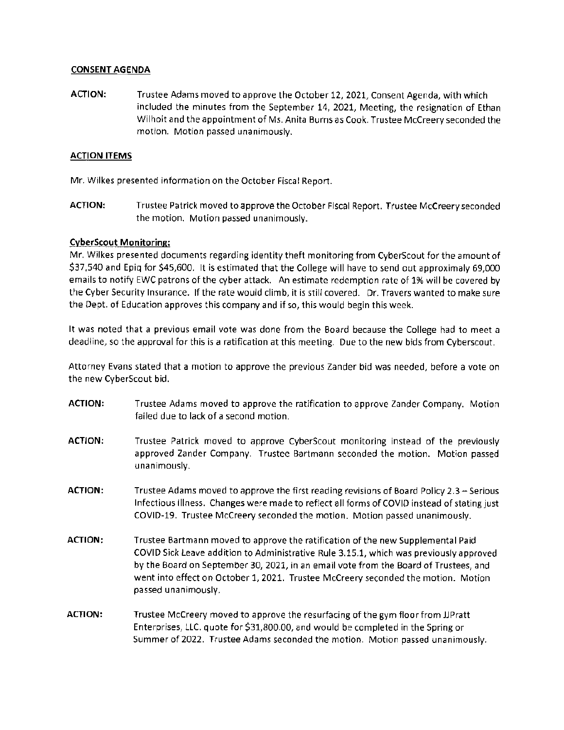**CONSENT AGENDA**

**ACTION:** Trustee Adams moved to approve the October 12, 2021, Consent Agenda, with which included the minutes from the September 14, 2021, Meeting, the resignation of Ethan Wilhoit and the appointment of Ms. Anita Burns as Cook. Trustee McCreery seconded the motion. Motion passed unanimously.

**ACTION ITEMS**

Mr. Wilkes presented information on the October Fiscal Report.

**ACTION:** Trustee Patrick moved to approve the October Fiscal Report. Trustee McCreery seconded the motion. Motion passed unanimously.

**CyberScout Monitoring:**

Mr. Wilkes presented documents regarding identity theft monitoring from CyberScout for the amount of $37,540 and Epiq for $45,600. It is estimated that the College will have to send out approximaly 69,000 emails to notify EWC patrons of the cyber attack. An estimate redemption rate of 1% will be covered by the Cyber Security Insurance. If the rate would climb, it is still covered. Dr. Travers wanted to make sure the Dept. of Education approves this company and if so, this would begin this week.

It was noted that a previous email vote was done from the Board because the College had to meet a deadline, so the approval for this is a ratification at this meeting. Due to the new bids from Cyberscout.

Attorney Evans stated that a motion to approve the previous Zander bid was needed, before a vote on the new CyberScout bid.

**ACTION:** Trustee Adams moved to approve the ratification to approve Zander Company. Motion failed due to lack of a second motion.

**ACTION:** Trustee Patrick moved to approve CyberScout monitoring instead of the previously approved Zander Company. Trustee Bartmann seconded the motion. Motion passed unanimously.

**ACTION:** Trustee Adams moved to approve the first reading revisions of Board Policy 2.3 – Serious Infectious Illness. Changes were made to reflect all forms of COVID instead of stating just COVID-19. Trustee McCreery seconded the motion. Motion passed unanimously.

**ACTION:** Trustee Bartmann moved to approve the ratification of the new Supplemental Paid COVID Sick Leave addition to Administrative Rule 3.15.1, which was previously approved by the Board on September 30, 2021, in an email vote from the Board of Trustees, and went into effect on October 1, 2021. Trustee McCreery seconded the motion. Motion passed unanimously.

**ACTION:** Trustee McCreery moved to approve the resurfacing of the gym floor from JJPratt Enterprises, LLC. quote for $31,800.00, and would be completed in the Spring or Summer of 2022. Trustee Adams seconded the motion. Motion passed unanimously.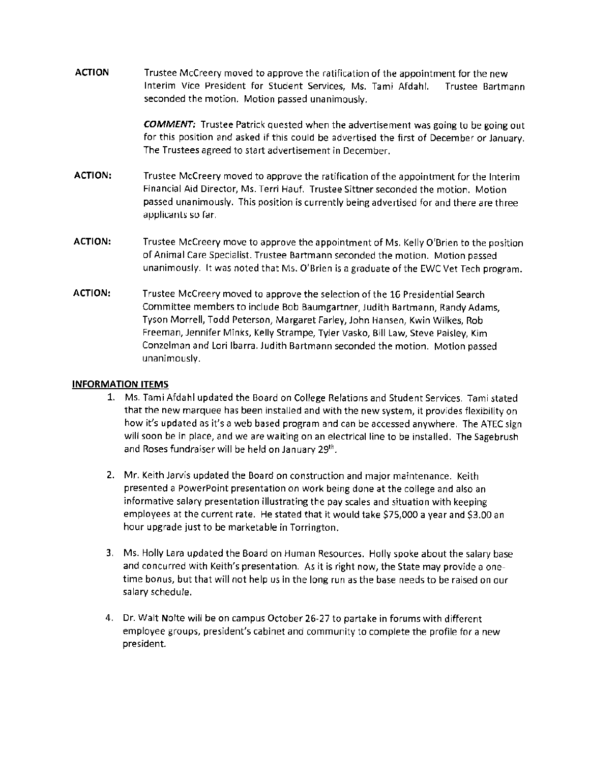**ACTION** Trustee McCreery moved to approve the ratification of the appointment for the new Interim Vice President for Student Services, Ms. Tami Afdahl. Trustee Bartmann seconded the motion. Motion passed unanimously.

***COMMENT:*** Trustee Patrick quested when the advertisement was going to be going out for this position and asked if this could be advertised the first of December or January. The Trustees agreed to start advertisement in December.

**ACTION:** Trustee McCreery moved to approve the ratification of the appointment for the Interim Financial Aid Director, Ms. Terri Hauf. Trustee Sittner seconded the motion. Motion passed unanimously. This position is currently being advertised for and there are three applicants so far.

**ACTION:** Trustee McCreery move to approve the appointment of Ms. Kelly O'Brien to the position of Animal Care Specialist. Trustee Bartmann seconded the motion. Motion passed unanimously. It was noted that Ms. O'Brien is a graduate of the EWC Vet Tech program.

**ACTION:** Trustee McCreery moved to approve the selection of the 16 Presidential Search Committee members to include Bob Baumgartner, Judith Bartmann, Randy Adams, Tyson Morrell, Todd Peterson, Margaret Farley, John Hansen, Kwin Wilkes, Rob Freeman, Jennifer Minks, Kelly Strampe, Tyler Vasko, Bill Law, Steve Paisley, Kim Conzelman and Lori Ibarra. Judith Bartmann seconded the motion. Motion passed unanimously.

**INFORMATION ITEMS**

1. Ms. Tami Afdahl updated the Board on College Relations and Student Services. Tami stated that the new marquee has been installed and with the new system, it provides flexibility on how it's updated as it's a web based program and can be accessed anywhere. The ATEC sign will soon be in place, and we are waiting on an electrical line to be installed. The Sagebrush and Roses fundraiser will be held on January 29th.

2. Mr. Keith Jarvis updated the Board on construction and major maintenance. Keith presented a PowerPoint presentation on work being done at the college and also an informative salary presentation illustrating the pay scales and situation with keeping employees at the current rate. He stated that it would take $75,000 a year and $3.00 an hour upgrade just to be marketable in Torrington.

3. Ms. Holly Lara updated the Board on Human Resources. Holly spoke about the salary base and concurred with Keith's presentation. As it is right now, the State may provide a one-time bonus, but that will not help us in the long run as the base needs to be raised on our salary schedule.

4. Dr. Walt Nolte will be on campus October 26-27 to partake in forums with different employee groups, president's cabinet and community to complete the profile for a new president.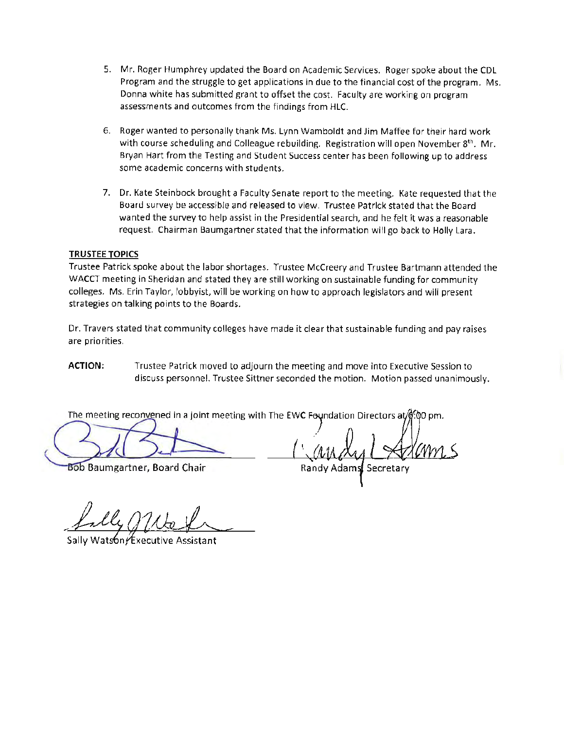5. Mr. Roger Humphrey updated the Board on Academic Services. Roger spoke about the CDL Program and the struggle to get applications in due to the financial cost of the program. Ms. Donna white has submitted grant to offset the cost. Faculty are working on program assessments and outcomes from the findings from HLC.

6. Roger wanted to personally thank Ms. Lynn Wamboldt and Jim Maffee for their hard work with course scheduling and Colleague rebuilding. Registration will open November 8th. Mr. Bryan Hart from the Testing and Student Success center has been following up to address some academic concerns with students.

7. Dr. Kate Steinbock brought a Faculty Senate report to the meeting. Kate requested that the Board survey be accessible and released to view. Trustee Patrick stated that the Board wanted the survey to help assist in the Presidential search, and he felt it was a reasonable request. Chairman Baumgartner stated that the information will go back to Holly Lara.

**TRUSTEE TOPICS**

Trustee Patrick spoke about the labor shortages. Trustee McCreery and Trustee Bartmann attended the WACCT meeting in Sheridan and stated they are still working on sustainable funding for community colleges. Ms. Erin Taylor, lobbyist, will be working on how to approach legislators and will present strategies on talking points to the Boards.

Dr. Travers stated that community colleges have made it clear that sustainable funding and pay raises are priorities.

**ACTION:** Trustee Patrick moved to adjourn the meeting and move into Executive Session to discuss personnel. Trustee Sittner seconded the motion. Motion passed unanimously.

The meeting reconvened in a joint meeting with The EWC Foundation Directors at 6:00 pm.

Bob Baumgartner, Board Chair

Randy Adams, Secretary

Sally Watson, Executive Assistant